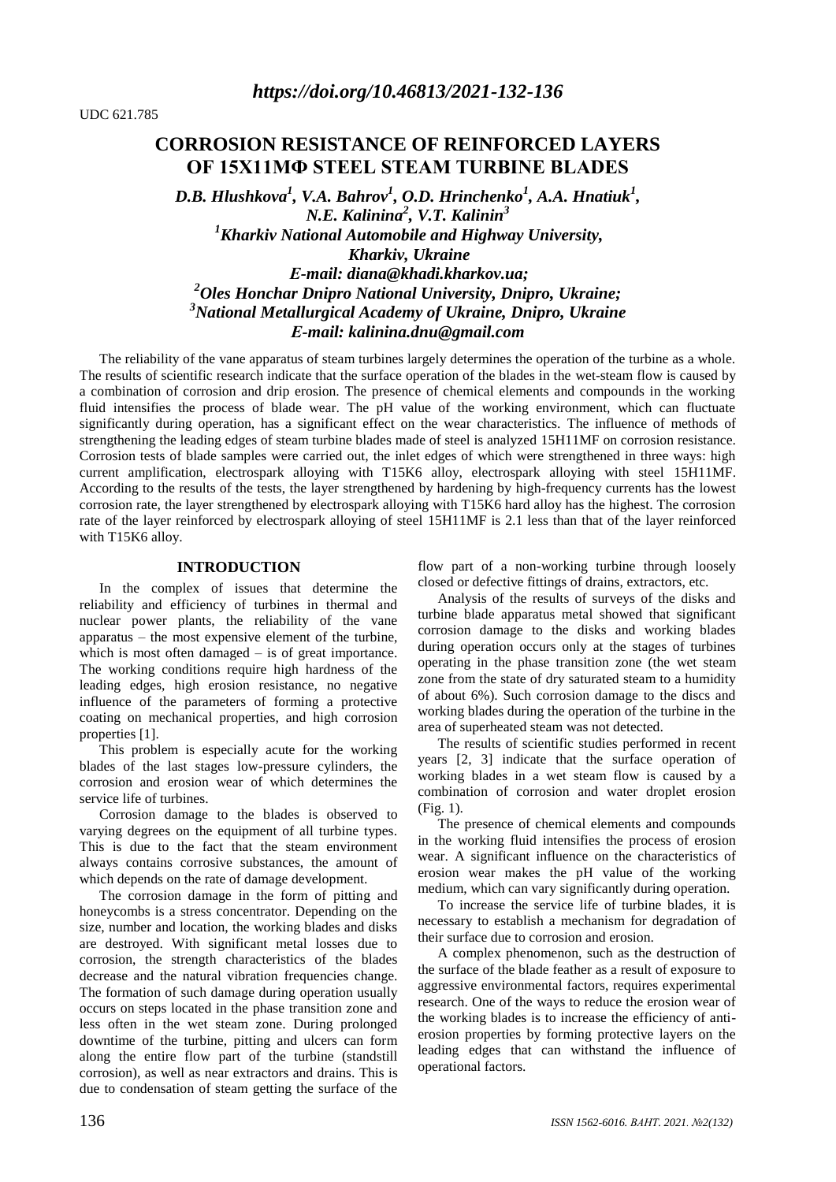*https://doi.org/10.46813/2021-132-136*

UDC 621.785

# CORROSION RESISTANCE OF REINFORCED LAYERS OF 15Х11МФ STEEL STEAM TURBINE BLADES

***D.B. Hlushkova[1], V.A. Bahrov[1], O.D. Hrinchenko[1], A.A. Hnatiuk[1], N.E. Kalinina[2], V.T. Kalinin[3]***

***[1]Kharkiv National Automobile and Highway University, Kharkiv, Ukraine***
***E-mail: diana@khadi.kharkov.ua;***
***[2]Oles Honchar Dnipro National University, Dnipro, Ukraine;***
***[3]National Metallurgical Academy of Ukraine, Dnipro, Ukraine***
***E-mail: kalinina.dnu@gmail.com***

The reliability of the vane apparatus of steam turbines largely determines the operation of the turbine as a whole. The results of scientific research indicate that the surface operation of the blades in the wet-steam flow is caused by a combination of corrosion and drip erosion. The presence of chemical elements and compounds in the working fluid intensifies the process of blade wear. The pH value of the working environment, which can fluctuate significantly during operation, has a significant effect on the wear characteristics. The influence of methods of strengthening the leading edges of steam turbine blades made of steel is analyzed 15H11MF on corrosion resistance. Corrosion tests of blade samples were carried out, the inlet edges of which were strengthened in three ways: high current amplification, electrospark alloying with T15K6 alloy, electrospark alloying with steel 15H11MF. According to the results of the tests, the layer strengthened by hardening by high-frequency currents has the lowest corrosion rate, the layer strengthened by electrospark alloying with T15K6 hard alloy has the highest. The corrosion rate of the layer reinforced by electrospark alloying of steel 15H11MF is 2.1 less than that of the layer reinforced with T15K6 alloy.

## INTRODUCTION

In the complex of issues that determine the reliability and efficiency of turbines in thermal and nuclear power plants, the reliability of the vane apparatus – the most expensive element of the turbine, which is most often damaged – is of great importance. The working conditions require high hardness of the leading edges, high erosion resistance, no negative influence of the parameters of forming a protective coating on mechanical properties, and high corrosion properties [1].

This problem is especially acute for the working blades of the last stages low-pressure cylinders, the corrosion and erosion wear of which determines the service life of turbines.

Corrosion damage to the blades is observed to varying degrees on the equipment of all turbine types. This is due to the fact that the steam environment always contains corrosive substances, the amount of which depends on the rate of damage development.

The corrosion damage in the form of pitting and honeycombs is a stress concentrator. Depending on the size, number and location, the working blades and disks are destroyed. With significant metal losses due to corrosion, the strength characteristics of the blades decrease and the natural vibration frequencies change. The formation of such damage during operation usually occurs on steps located in the phase transition zone and less often in the wet steam zone. During prolonged downtime of the turbine, pitting and ulcers can form along the entire flow part of the turbine (standstill corrosion), as well as near extractors and drains. This is due to condensation of steam getting the surface of the flow part of a non-working turbine through loosely closed or defective fittings of drains, extractors, etc.

Analysis of the results of surveys of the disks and turbine blade apparatus metal showed that significant corrosion damage to the disks and working blades during operation occurs only at the stages of turbines operating in the phase transition zone (the wet steam zone from the state of dry saturated steam to a humidity of about 6%). Such corrosion damage to the discs and working blades during the operation of the turbine in the area of superheated steam was not detected.

The results of scientific studies performed in recent years [2, 3] indicate that the surface operation of working blades in a wet steam flow is caused by a combination of corrosion and water droplet erosion (Fig. 1).

The presence of chemical elements and compounds in the working fluid intensifies the process of erosion wear. A significant influence on the characteristics of erosion wear makes the pH value of the working medium, which can vary significantly during operation.

To increase the service life of turbine blades, it is necessary to establish a mechanism for degradation of their surface due to corrosion and erosion.

A complex phenomenon, such as the destruction of the surface of the blade feather as a result of exposure to aggressive environmental factors, requires experimental research. One of the ways to reduce the erosion wear of the working blades is to increase the efficiency of anti-erosion properties by forming protective layers on the leading edges that can withstand the influence of operational factors.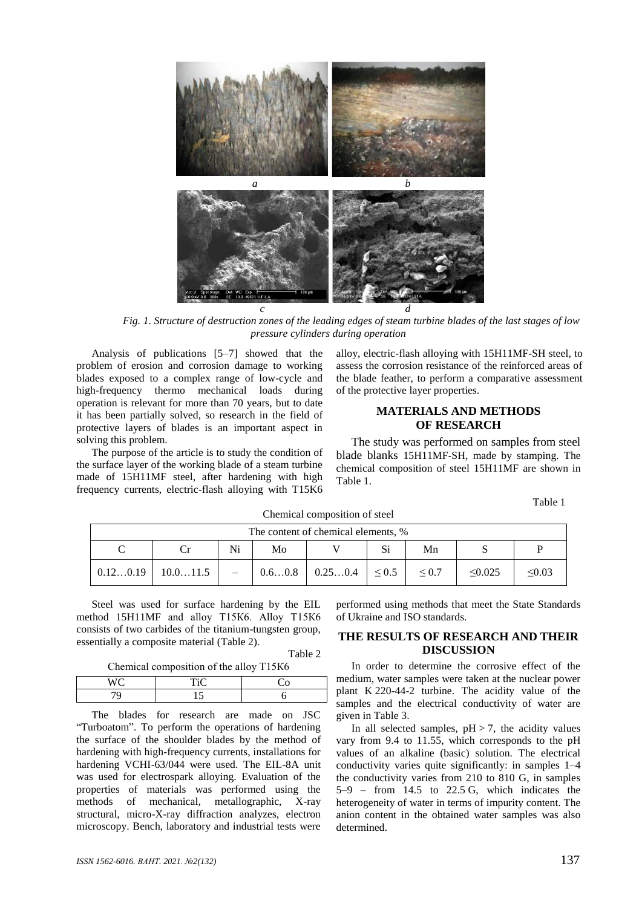*a* *b*

*c* *d*

*Fig. 1. Structure of destruction zones of the leading edges of steam turbine blades of the last stages of low pressure cylinders during operation*

Analysis of publications [5–7] showed that the problem of erosion and corrosion damage to working blades exposed to a complex range of low-cycle and high-frequency thermo mechanical loads during operation is relevant for more than 70 years, but to date it has been partially solved, so research in the field of protective layers of blades is an important aspect in solving this problem.

The purpose of the article is to study the condition of the surface layer of the working blade of a steam turbine made of 15H11MF steel, after hardening with high frequency currents, electric-flash alloying with T15K6 alloy, electric-flash alloying with 15H11MF-SH steel, to assess the corrosion resistance of the reinforced areas of the blade feather, to perform a comparative assessment of the protective layer properties.

## MATERIALS AND METHODS OF RESEARCH

The study was performed on samples from steel blade blanks 15H11MF-SH, made by stamping. The chemical composition of steel 15H11MF are shown in Table 1.

Table 1

Chemical composition of steel

| The content of chemical elements, % | | | | | | | | |
|---|---|---|---|---|---|---|---|---|
| C | Cr | Ni | Mo | V | Si | Mn | S | P |
| 0.12…0.19 | 10.0…11.5 | – | 0.6…0.8 | 0.25…0.4 | ≤ 0.5 | ≤ 0.7 | ≤0.025 | ≤0.03 |

Steel was used for surface hardening by the EIL method 15H11MF and alloy T15K6. Alloy T15K6 consists of two carbides of the titanium-tungsten group, essentially a composite material (Table 2).

Table 2

Chemical composition of the alloy T15K6

| WC | TiC | Co |
|---|---|---|
| 79 | 15 | 6 |

The blades for research are made on JSC "Turboatom". To perform the operations of hardening the surface of the shoulder blades by the method of hardening with high-frequency currents, installations for hardening VCHI-63/044 were used. The EIL-8A unit was used for electrospark alloying. Evaluation of the properties of materials was performed using the methods of mechanical, metallographic, X-ray structural, micro-X-ray diffraction analyzes, electron microscopy. Bench, laboratory and industrial tests were performed using methods that meet the State Standards of Ukraine and ISO standards.

## THE RESULTS OF RESEARCH AND THEIR DISCUSSION

In order to determine the corrosive effect of the medium, water samples were taken at the nuclear power plant K 220-44-2 turbine. The acidity value of the samples and the electrical conductivity of water are given in Table 3.

In all selected samples, pH > 7, the acidity values vary from 9.4 to 11.55, which corresponds to the pH values of an alkaline (basic) solution. The electrical conductivity varies quite significantly: in samples 1–4 the conductivity varies from 210 to 810 G, in samples 5–9 – from 14.5 to 22.5 G, which indicates the heterogeneity of water in terms of impurity content. The anion content in the obtained water samples was also determined.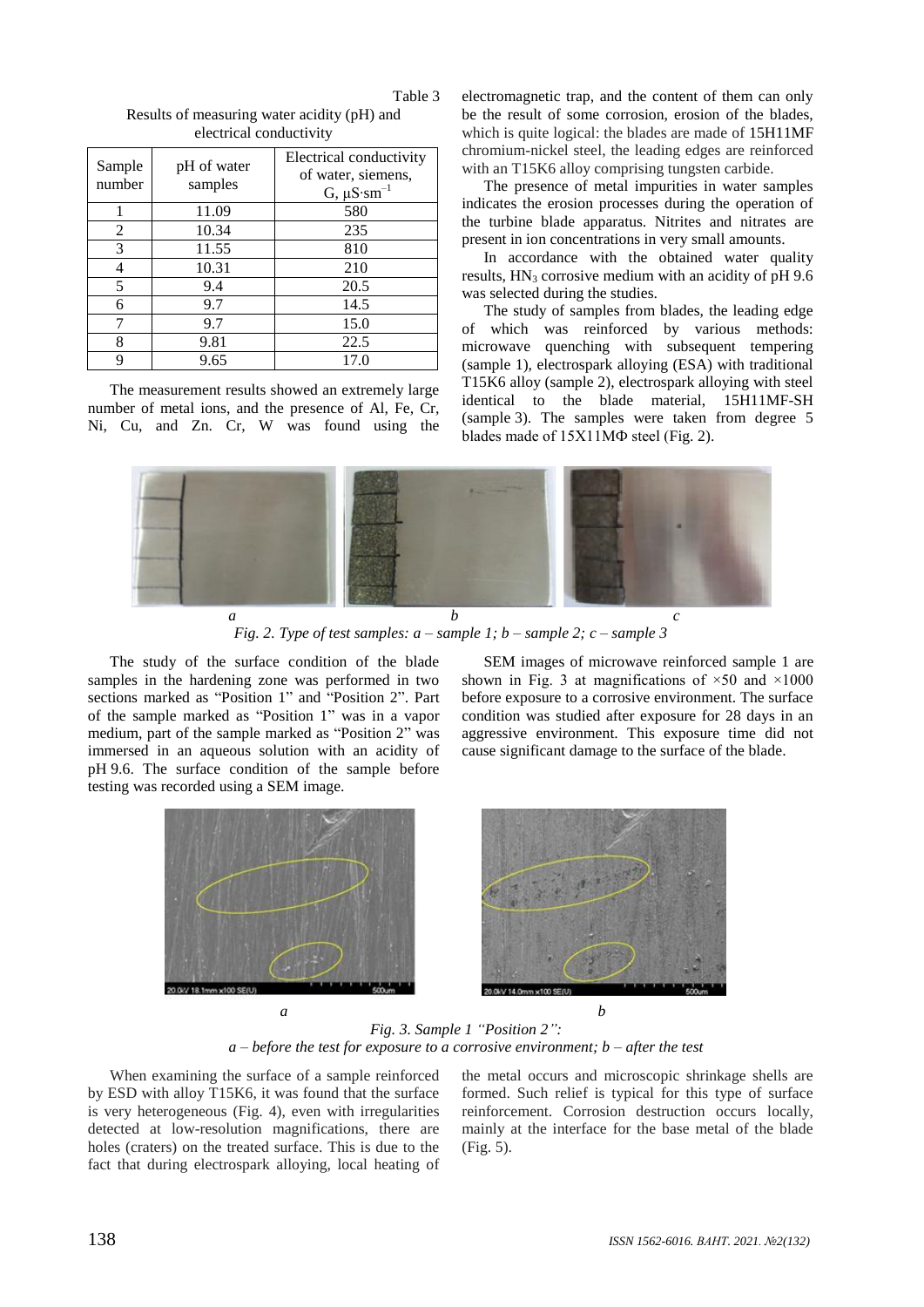Table 3

Results of measuring water acidity (pH) and electrical conductivity

| Sample number | pH of water samples | Electrical conductivity of water, siemens, G, $\mu S \cdot sm^{-1}$ |
|---|---|---|
| 1 | 11.09 | 580 |
| 2 | 10.34 | 235 |
| 3 | 11.55 | 810 |
| 4 | 10.31 | 210 |
| 5 | 9.4 | 20.5 |
| 6 | 9.7 | 14.5 |
| 7 | 9.7 | 15.0 |
| 8 | 9.81 | 22.5 |
| 9 | 9.65 | 17.0 |

The measurement results showed an extremely large number of metal ions, and the presence of Al, Fe, Cr, Ni, Cu, and Zn. Cr, W was found using the electromagnetic trap, and the content of them can only be the result of some corrosion, erosion of the blades, which is quite logical: the blades are made of 15H11MF chromium-nickel steel, the leading edges are reinforced with an T15K6 alloy comprising tungsten carbide.

The presence of metal impurities in water samples indicates the erosion processes during the operation of the turbine blade apparatus. Nitrites and nitrates are present in ion concentrations in very small amounts.

In accordance with the obtained water quality results, $HN_3$ corrosive medium with an acidity of pH 9.6 was selected during the studies.

The study of samples from blades, the leading edge of which was reinforced by various methods: microwave quenching with subsequent tempering (sample 1), electrospark alloying (ESA) with traditional T15K6 alloy (sample 2), electrospark alloying with steel identical to the blade material, 15H11MF-SH (sample 3). The samples were taken from degree 5 blades made of 15Х11МФ steel (Fig. 2).

*Fig. 2. Type of test samples: a – sample 1; b – sample 2; c – sample 3*

The study of the surface condition of the blade samples in the hardening zone was performed in two sections marked as "Position 1" and "Position 2". Part of the sample marked as "Position 1" was in a vapor medium, part of the sample marked as "Position 2" was immersed in an aqueous solution with an acidity of pH 9.6. The surface condition of the sample before testing was recorded using a SEM image.

SEM images of microwave reinforced sample 1 are shown in Fig. 3 at magnifications of ×50 and ×1000 before exposure to a corrosive environment. The surface condition was studied after exposure for 28 days in an aggressive environment. This exposure time did not cause significant damage to the surface of the blade.

*Fig. 3. Sample 1 "Position 2":*
*a – before the test for exposure to a corrosive environment; b – after the test*

When examining the surface of a sample reinforced by ESD with alloy T15K6, it was found that the surface is very heterogeneous (Fig. 4), even with irregularities detected at low-resolution magnifications, there are holes (craters) on the treated surface. This is due to the fact that during electrospark alloying, local heating of the metal occurs and microscopic shrinkage shells are formed. Such relief is typical for this type of surface reinforcement. Corrosion destruction occurs locally, mainly at the interface for the base metal of the blade (Fig. 5).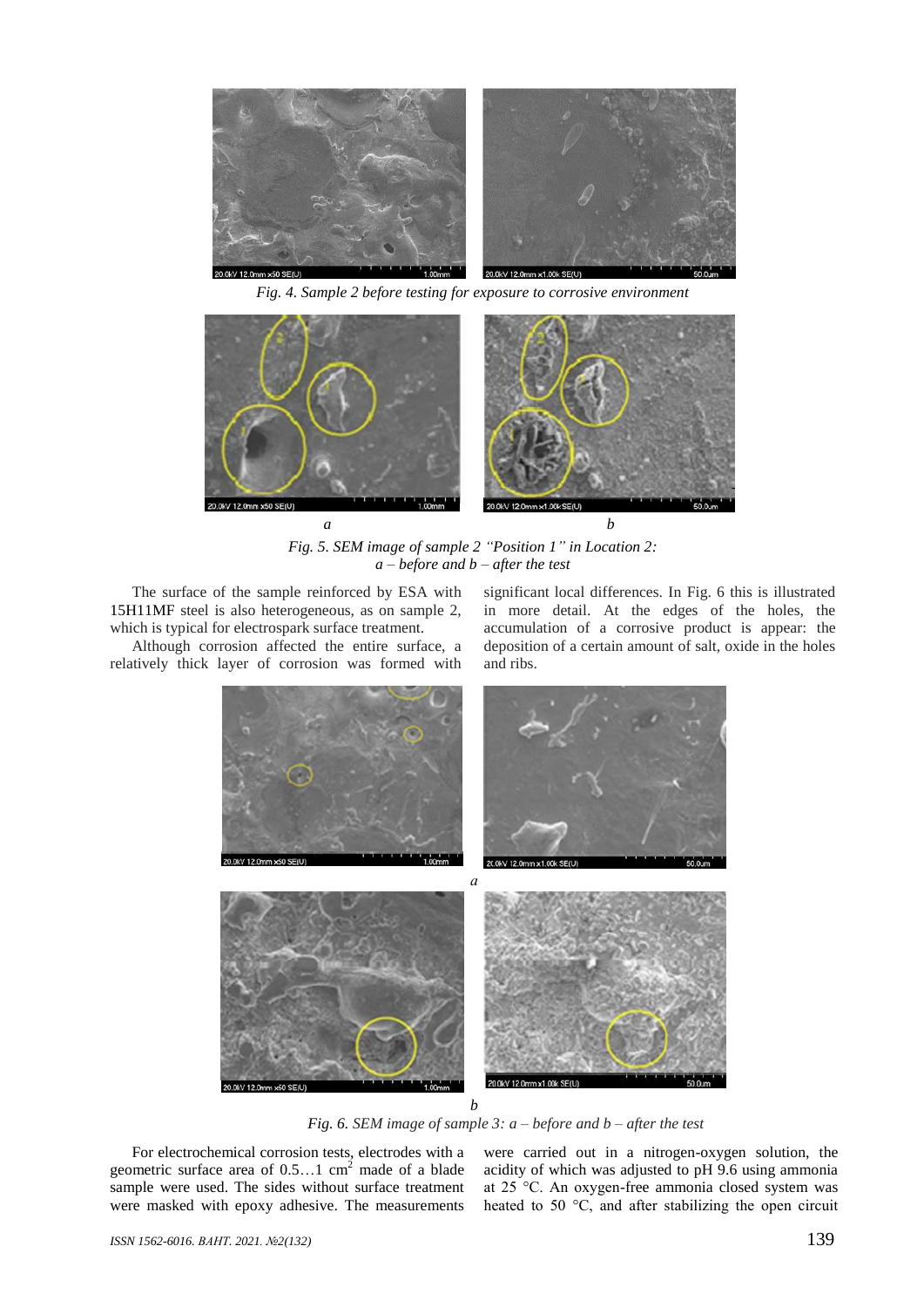*Fig. 4. Sample 2 before testing for exposure to corrosive environment*

*a* *b*

*Fig. 5. SEM image of sample 2 "Position 1" in Location 2:*
*a – before and b – after the test*

The surface of the sample reinforced by ESA with 15H11MF steel is also heterogeneous, as on sample 2, which is typical for electrospark surface treatment.

Although corrosion affected the entire surface, a relatively thick layer of corrosion was formed with significant local differences. In Fig. 6 this is illustrated in more detail. At the edges of the holes, the accumulation of a corrosive product is appear: the deposition of a certain amount of salt, oxide in the holes and ribs.

*a*

*b*

*Fig. 6. SEM image of sample 3: a – before and b – after the test*

For electrochemical corrosion tests, electrodes with a geometric surface area of 0.5…1 $cm^2$ made of a blade sample were used. The sides without surface treatment were masked with epoxy adhesive. The measurements were carried out in a nitrogen-oxygen solution, the acidity of which was adjusted to pH 9.6 using ammonia at 25 °C. An oxygen-free ammonia closed system was heated to 50 °C, and after stabilizing the open circuit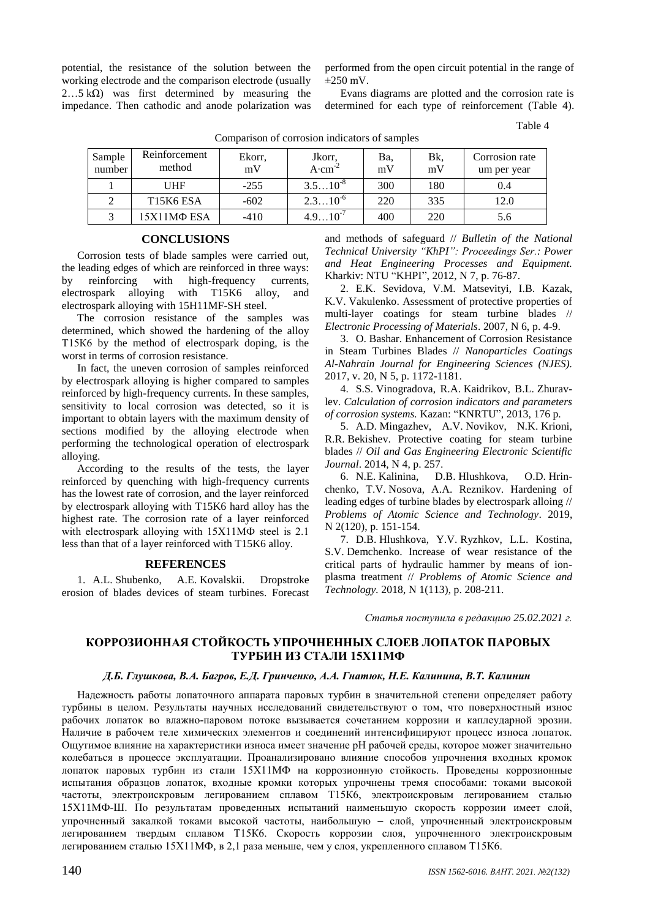potential, the resistance of the solution between the working electrode and the comparison electrode (usually 2…5 kΩ) was first determined by measuring the impedance. Then cathodic and anode polarization was performed from the open circuit potential in the range of ±250 mV.

Evans diagrams are plotted and the corrosion rate is determined for each type of reinforcement (Table 4).

Table 4

Comparison of corrosion indicators of samples

| Sample number | Reinforcement method | Ekorr, mV | Jkorr, $A \cdot cm^{-2}$ | Ba, mV | Bk, mV | Corrosion rate um per year |
|---|---|---|---|---|---|---|
| 1 | UHF | -255 | $3.5…10^{-8}$ | 300 | 180 | 0.4 |
| 2 | T15K6 ESA | -602 | $2.3…10^{-6}$ | 220 | 335 | 12.0 |
| 3 | 15Х11МФ ESA | -410 | $4.9…10^{-7}$ | 400 | 220 | 5.6 |

## CONCLUSIONS

Corrosion tests of blade samples were carried out, the leading edges of which are reinforced in three ways: by reinforcing with high-frequency currents, electrospark alloying with T15K6 alloy, and electrospark alloying with 15H11MF-SH steel.

The corrosion resistance of the samples was determined, which showed the hardening of the alloy T15K6 by the method of electrospark doping, is the worst in terms of corrosion resistance.

In fact, the uneven corrosion of samples reinforced by electrospark alloying is higher compared to samples reinforced by high-frequency currents. In these samples, sensitivity to local corrosion was detected, so it is important to obtain layers with the maximum density of sections modified by the alloying electrode when performing the technological operation of electrospark alloying.

According to the results of the tests, the layer reinforced by quenching with high-frequency currents has the lowest rate of corrosion, and the layer reinforced by electrospark alloying with T15K6 hard alloy has the highest rate. The corrosion rate of a layer reinforced with electrospark alloying with 15Х11МФ steel is 2.1 less than that of a layer reinforced with T15K6 alloy.

## REFERENCES

1. A.L. Shubenko, A.E. Kovalskii. Dropstroke erosion of blades devices of steam turbines. Forecast and methods of safeguard // *Bulletin of the National Technical University "KhPI": Proceedings Ser.: Power and Heat Engineering Processes and Equipment.* Kharkiv: NTU "KHPI", 2012, N 7, p. 76-87.

2. E.K. Sevidova, V.M. Matsevityi, I.B. Kazak, K.V. Vakulenko. Assessment of protective properties of multi-layer coatings for steam turbine blades // *Electronic Processing of Materials*. 2007, N 6, p. 4-9.

3. O. Bashar. Enhancement of Corrosion Resistance in Steam Turbines Blades // *Nanoparticles Coatings Al-Nahrain Journal for Engineering Sciences (NJES).* 2017, v. 20, N 5, p. 1172-1181.

4. S.S. Vinogradova, R.A. Kaidrikov, B.L. Zhuravlev. *Calculation of corrosion indicators and parameters of corrosion systems.* Kazan: "KNRTU", 2013, 176 p.

5. A.D. Mingazhev, A.V. Novikov, N.K. Krioni, R.R. Bekishev. Protective coating for steam turbine blades // *Oil and Gas Engineering Electronic Scientific Journal*. 2014, N 4, p. 257.

6. N.E. Kalinina, D.B. Hlushkova, O.D. Hrinchenko, T.V. Nosova, A.A. Reznikov. Hardening of leading edges of turbine blades by electrospark alloing // *Problems of Atomic Science and Technology*. 2019, N 2(120), p. 151-154.

7. D.B. Hlushkova, Y.V. Ryzhkov, L.L. Kostina, S.V. Demchenko. Increase of wear resistance of the critical parts of hydraulic hammer by means of ion-plasma treatment // *Problems of Atomic Science and Technology.* 2018, N 1(113), p. 208-211.

*Статья поступила в редакцию 25.02.2021 г.*

## КОРРОЗИОННАЯ СТОЙКОСТЬ УПРОЧНЕННЫХ СЛОЕВ ЛОПАТОК ПАРОВЫХ ТУРБИН ИЗ СТАЛИ 15Х11МФ

***Д.Б. Глушкова, В.А. Багров, Е.Д. Гринченко, А.А. Гнатюк, Н.Е. Калинина, В.Т. Калинин***

Надежность работы лопаточного аппарата паровых турбин в значительной степени определяет работу турбины в целом. Результаты научных исследований свидетельствуют о том, что поверхностный износ рабочих лопаток во влажно-паровом потоке вызывается сочетанием коррозии и каплеударной эрозии. Наличие в рабочем теле химических элементов и соединений интенсифицируют процесс износа лопаток. Ощутимое влияние на характеристики износа имеет значение pH рабочей среды, которое может значительно колебаться в процессе эксплуатации. Проанализировано влияние способов упрочнения входных кромок лопаток паровых турбин из стали 15Х11МФ на коррозионную стойкость. Проведены коррозионные испытания образцов лопаток, входные кромки которых упрочнены тремя способами: токами высокой частоты, электроискровым легированием сплавом Т15К6, электроискровым легированием сталью 15Х11МФ-Ш. По результатам проведенных испытаний наименьшую скорость коррозии имеет слой, упрочненный закалкой токами высокой частоты, наибольшую – слой, упрочненный электроискровым легированием твердым сплавом Т15К6. Скорость коррозии слоя, упрочненного электроискровым легированием сталью 15Х11МФ, в 2,1 раза меньше, чем у слоя, укрепленного сплавом Т15К6.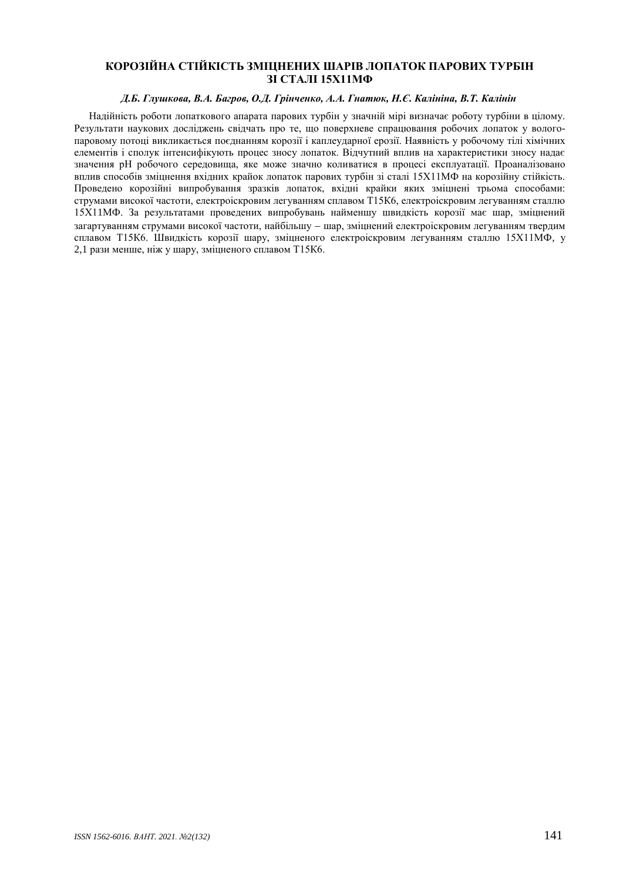## КОРОЗІЙНА СТІЙКІСТЬ ЗМІЦНЕНИХ ШАРІВ ЛОПАТОК ПАРОВИХ ТУРБІН ЗІ СТАЛІ 15Х11МФ

***Д.Б. Глушкова, В.А. Багров, О.Д. Грінченко, А.А. Гнатюк, Н.Є. Калініна, В.Т. Калінін***

Надійність роботи лопаткового апарата парових турбін у значній мірі визначає роботу турбіни в цілому. Результати наукових досліджень свідчать про те, що поверхневе спрацювання робочих лопаток у волого-паровому потоці викликається поєднанням корозії і каплеударної ерозії. Наявність у робочому тілі хімічних елементів і сполук інтенсифікують процес зносу лопаток. Відчутний вплив на характеристики зносу надає значення pH робочого середовища, яке може значно коливатися в процесі експлуатації. Проаналізовано вплив способів зміцнення вхідних крайок лопаток парових турбін зі сталі 15Х11МФ на корозійну стійкість. Проведено корозійні випробування зразків лопаток, вхідні крайки яких зміцнені трьома способами: струмами високої частоти, електроіскровим легуванням сплавом Т15К6, електроіскровим легуванням сталлю 15Х11МФ. За результатами проведених випробувань найменшу швидкість корозії має шар, зміцнений загартуванням струмами високої частоти, найбільшу – шар, зміцнений електроіскровим легуванням твердим сплавом Т15К6. Швидкість корозії шару, зміцненого електроіскровим легуванням сталлю 15Х11МФ, у 2,1 рази менше, ніж у шару, зміцненого сплавом Т15К6.